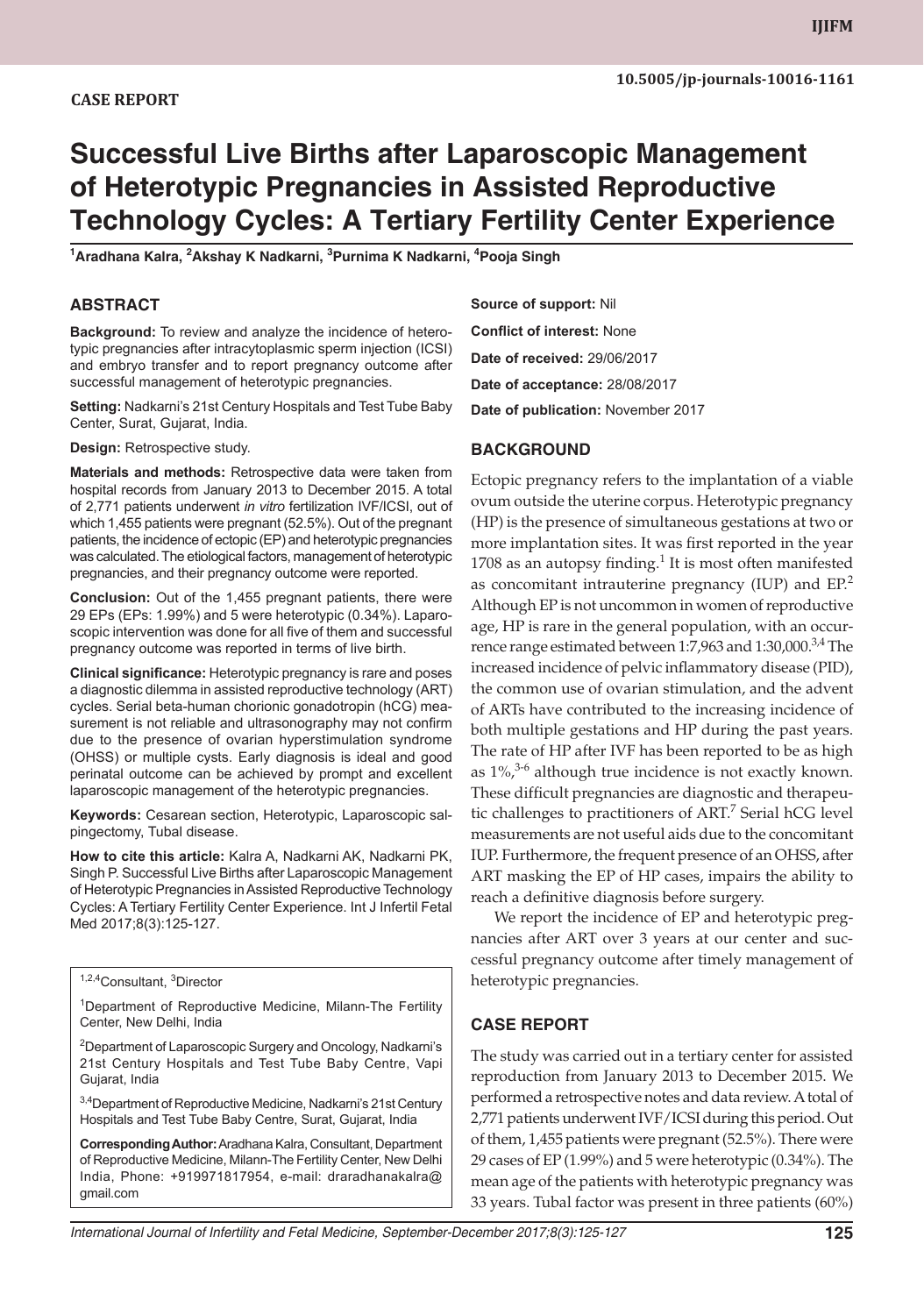**CASE REPORT**

10.5005/jp-journals-10016-1161

# Successful Live Births after Laparoscopic Management of Heterotypic Pregnancies in Assisted Reproductive Technology Cycles: A Tertiary Fertility Center Experience

[1]Aradhana Kalra, [2]Akshay K Nadkarni, [3]Purnima K Nadkarni, [4]Pooja Singh

## ABSTRACT

**Background:** To review and analyze the incidence of heterotypic pregnancies after intracytoplasmic sperm injection (ICSI) and embryo transfer and to report pregnancy outcome after successful management of heterotypic pregnancies.

**Setting:** Nadkarni's 21st Century Hospitals and Test Tube Baby Center, Surat, Gujarat, India.

**Design:** Retrospective study.

**Materials and methods:** Retrospective data were taken from hospital records from January 2013 to December 2015. A total of 2,771 patients underwent *in vitro* fertilization IVF/ICSI, out of which 1,455 patients were pregnant (52.5%). Out of the pregnant patients, the incidence of ectopic (EP) and heterotypic pregnancies was calculated. The etiological factors, management of heterotypic pregnancies, and their pregnancy outcome were reported.

**Conclusion:** Out of the 1,455 pregnant patients, there were 29 EPs (EPs: 1.99%) and 5 were heterotypic (0.34%). Laparoscopic intervention was done for all five of them and successful pregnancy outcome was reported in terms of live birth.

**Clinical significance:** Heterotypic pregnancy is rare and poses a diagnostic dilemma in assisted reproductive technology (ART) cycles. Serial beta-human chorionic gonadotropin (hCG) measurement is not reliable and ultrasonography may not confirm due to the presence of ovarian hyperstimulation syndrome (OHSS) or multiple cysts. Early diagnosis is ideal and good perinatal outcome can be achieved by prompt and excellent laparoscopic management of the heterotypic pregnancies.

**Keywords:** Cesarean section, Heterotypic, Laparoscopic salpingectomy, Tubal disease.

**How to cite this article:** Kalra A, Nadkarni AK, Nadkarni PK, Singh P. Successful Live Births after Laparoscopic Management of Heterotypic Pregnancies in Assisted Reproductive Technology Cycles: A Tertiary Fertility Center Experience. Int J Infertil Fetal Med 2017;8(3):125-127.

[1,2,4]Consultant, [3]Director

[1]Department of Reproductive Medicine, Milann-The Fertility Center, New Delhi, India

[2]Department of Laparoscopic Surgery and Oncology, Nadkarni's 21st Century Hospitals and Test Tube Baby Centre, Vapi Gujarat, India

[3,4]Department of Reproductive Medicine, Nadkarni's 21st Century Hospitals and Test Tube Baby Centre, Surat, Gujarat, India

**Corresponding Author:** Aradhana Kalra, Consultant, Department of Reproductive Medicine, Milann-The Fertility Center, New Delhi India, Phone: +919971817954, e-mail: draradhanakalra@gmail.com

**Source of support:** Nil

**Conflict of interest:** None

**Date of received:** 29/06/2017

**Date of acceptance:** 28/08/2017

**Date of publication:** November 2017

## BACKGROUND

Ectopic pregnancy refers to the implantation of a viable ovum outside the uterine corpus. Heterotypic pregnancy (HP) is the presence of simultaneous gestations at two or more implantation sites. It was first reported in the year 1708 as an autopsy finding.[1] It is most often manifested as concomitant intrauterine pregnancy (IUP) and EP.[2] Although EP is not uncommon in women of reproductive age, HP is rare in the general population, with an occurrence range estimated between 1:7,963 and 1:30,000.[3,4] The increased incidence of pelvic inflammatory disease (PID), the common use of ovarian stimulation, and the advent of ARTs have contributed to the increasing incidence of both multiple gestations and HP during the past years. The rate of HP after IVF has been reported to be as high as 1%,[3-6] although true incidence is not exactly known. These difficult pregnancies are diagnostic and therapeutic challenges to practitioners of ART.[7] Serial hCG level measurements are not useful aids due to the concomitant IUP. Furthermore, the frequent presence of an OHSS, after ART masking the EP of HP cases, impairs the ability to reach a definitive diagnosis before surgery.

We report the incidence of EP and heterotypic pregnancies after ART over 3 years at our center and successful pregnancy outcome after timely management of heterotypic pregnancies.

## CASE REPORT

The study was carried out in a tertiary center for assisted reproduction from January 2013 to December 2015. We performed a retrospective notes and data review. A total of 2,771 patients underwent IVF/ICSI during this period. Out of them, 1,455 patients were pregnant (52.5%). There were 29 cases of EP (1.99%) and 5 were heterotypic (0.34%). The mean age of the patients with heterotypic pregnancy was 33 years. Tubal factor was present in three patients (60%)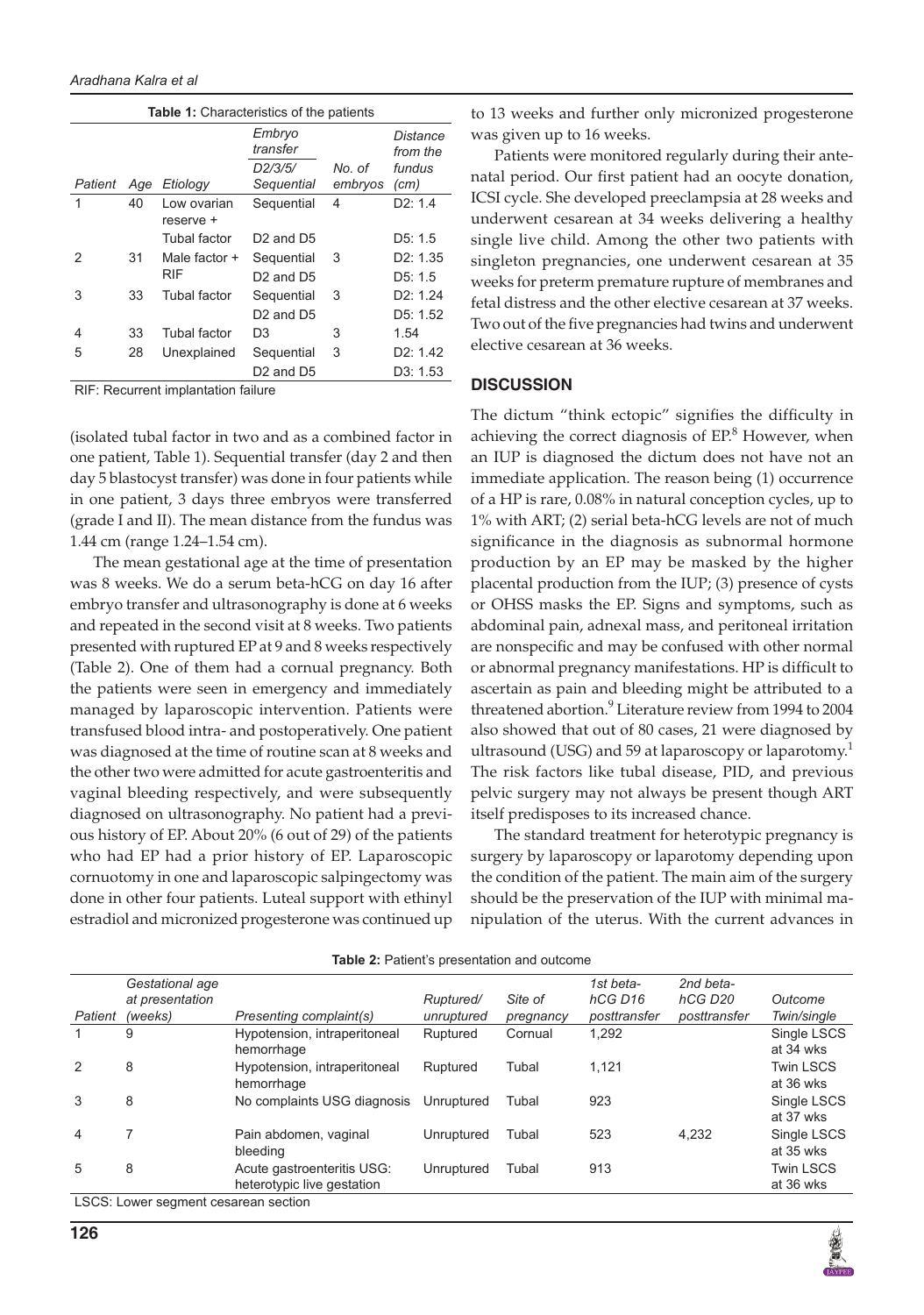**Table 1:** Characteristics of the patients

| Patient | Age | Etiology | Embryo transfer D2/3/5/ Sequential | No. of embryos | Distance from the fundus (cm) |
|---|---|---|---|---|---|
| 1 | 40 | Low ovarian reserve + | Sequential | 4 | D2: 1.4 |
| | | Tubal factor | D2 and D5 | | D5: 1.5 |
| 2 | 31 | Male factor + | Sequential | 3 | D2: 1.35 |
| | | RIF | D2 and D5 | | D5: 1.5 |
| 3 | 33 | Tubal factor | Sequential | 3 | D2: 1.24 |
| | | | D2 and D5 | | D5: 1.52 |
| 4 | 33 | Tubal factor | D3 | 3 | 1.54 |
| 5 | 28 | Unexplained | Sequential | 3 | D2: 1.42 |
| | | | D2 and D5 | | D3: 1.53 |

RIF: Recurrent implantation failure

(isolated tubal factor in two and as a combined factor in one patient, Table 1). Sequential transfer (day 2 and then day 5 blastocyst transfer) was done in four patients while in one patient, 3 days three embryos were transferred (grade I and II). The mean distance from the fundus was 1.44 cm (range 1.24–1.54 cm).

The mean gestational age at the time of presentation was 8 weeks. We do a serum beta-hCG on day 16 after embryo transfer and ultrasonography is done at 6 weeks and repeated in the second visit at 8 weeks. Two patients presented with ruptured EP at 9 and 8 weeks respectively (Table 2). One of them had a cornual pregnancy. Both the patients were seen in emergency and immediately managed by laparoscopic intervention. Patients were transfused blood intra- and postoperatively. One patient was diagnosed at the time of routine scan at 8 weeks and the other two were admitted for acute gastroenteritis and vaginal bleeding respectively, and were subsequently diagnosed on ultrasonography. No patient had a previous history of EP. About 20% (6 out of 29) of the patients who had EP had a prior history of EP. Laparoscopic cornuotomy in one and laparoscopic salpingectomy was done in other four patients. Luteal support with ethinyl estradiol and micronized progesterone was continued up to 13 weeks and further only micronized progesterone was given up to 16 weeks.

Patients were monitored regularly during their antenatal period. Our first patient had an oocyte donation, ICSI cycle. She developed preeclampsia at 28 weeks and underwent cesarean at 34 weeks delivering a healthy single live child. Among the other two patients with singleton pregnancies, one underwent cesarean at 35 weeks for preterm premature rupture of membranes and fetal distress and the other elective cesarean at 37 weeks. Two out of the five pregnancies had twins and underwent elective cesarean at 36 weeks.

## DISCUSSION

The dictum "think ectopic" signifies the difficulty in achieving the correct diagnosis of EP.[8] However, when an IUP is diagnosed the dictum does not have not an immediate application. The reason being (1) occurrence of a HP is rare, 0.08% in natural conception cycles, up to 1% with ART; (2) serial beta-hCG levels are not of much significance in the diagnosis as subnormal hormone production by an EP may be masked by the higher placental production from the IUP; (3) presence of cysts or OHSS masks the EP. Signs and symptoms, such as abdominal pain, adnexal mass, and peritoneal irritation are nonspecific and may be confused with other normal or abnormal pregnancy manifestations. HP is difficult to ascertain as pain and bleeding might be attributed to a threatened abortion.[9] Literature review from 1994 to 2004 also showed that out of 80 cases, 21 were diagnosed by ultrasound (USG) and 59 at laparoscopy or laparotomy.[1] The risk factors like tubal disease, PID, and previous pelvic surgery may not always be present though ART itself predisposes to its increased chance.

The standard treatment for heterotypic pregnancy is surgery by laparoscopy or laparotomy depending upon the condition of the patient. The main aim of the surgery should be the preservation of the IUP with minimal manipulation of the uterus. With the current advances in

**Table 2:** Patient's presentation and outcome

| Patient | Gestational age at presentation (weeks) | Presenting complaint(s) | Ruptured/ unruptured | Site of pregnancy | 1st beta-hCG D16 posttransfer | 2nd beta-hCG D20 posttransfer | Outcome Twin/single |
|---|---|---|---|---|---|---|---|
| 1 | 9 | Hypotension, intraperitoneal hemorrhage | Ruptured | Cornual | 1,292 | | Single LSCS at 34 wks |
| 2 | 8 | Hypotension, intraperitoneal hemorrhage | Ruptured | Tubal | 1,121 | | Twin LSCS at 36 wks |
| 3 | 8 | No complaints USG diagnosis | Unruptured | Tubal | 923 | | Single LSCS at 37 wks |
| 4 | 7 | Pain abdomen, vaginal bleeding | Unruptured | Tubal | 523 | 4,232 | Single LSCS at 35 wks |
| 5 | 8 | Acute gastroenteritis USG: heterotypic live gestation | Unruptured | Tubal | 913 | | Twin LSCS at 36 wks |

LSCS: Lower segment cesarean section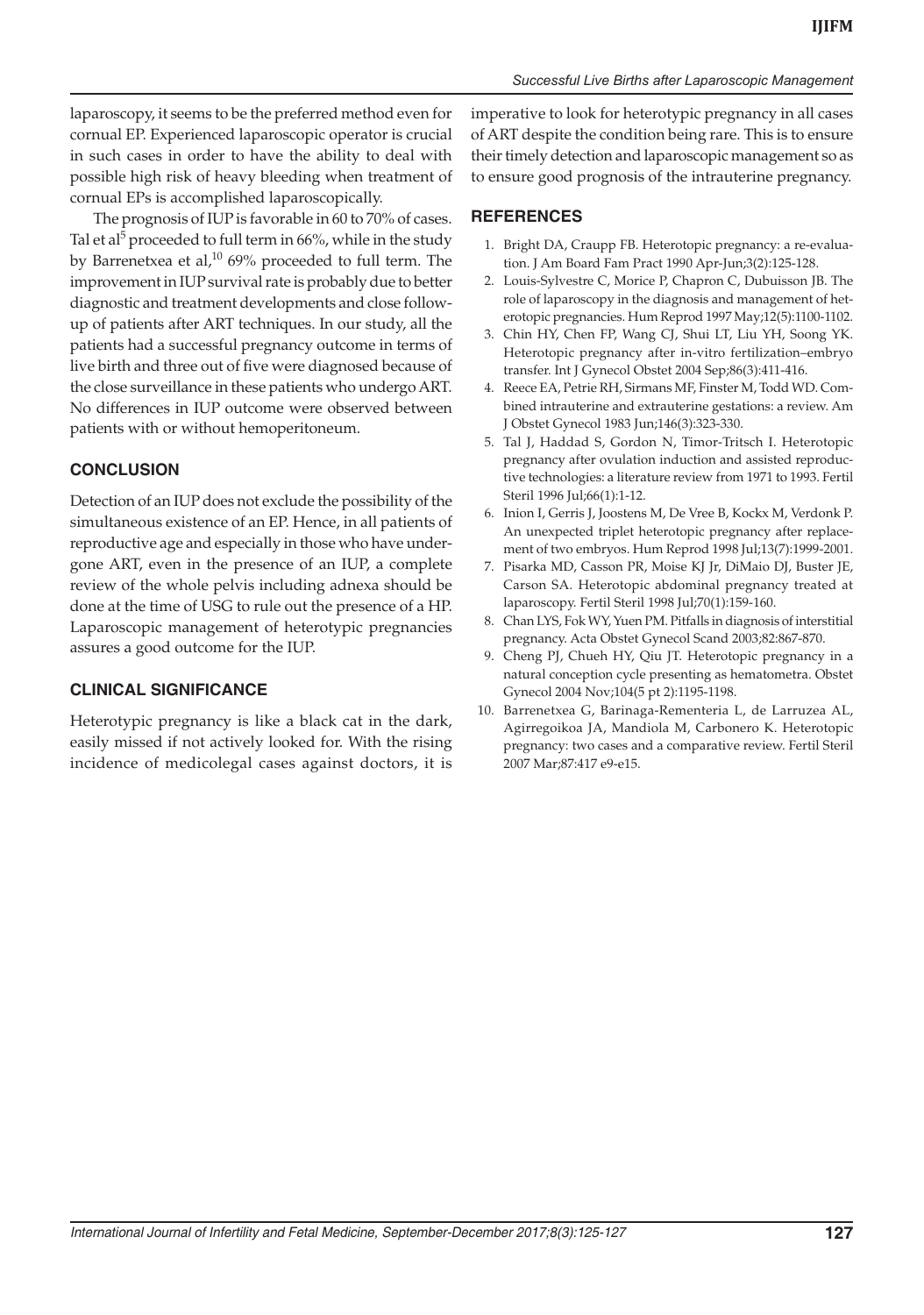laparoscopy, it seems to be the preferred method even for cornual EP. Experienced laparoscopic operator is crucial in such cases in order to have the ability to deal with possible high risk of heavy bleeding when treatment of cornual EPs is accomplished laparoscopically.

The prognosis of IUP is favorable in 60 to 70% of cases. Tal et al[5] proceeded to full term in 66%, while in the study by Barrenetxea et al,[10] 69% proceeded to full term. The improvement in IUP survival rate is probably due to better diagnostic and treatment developments and close follow-up of patients after ART techniques. In our study, all the patients had a successful pregnancy outcome in terms of live birth and three out of five were diagnosed because of the close surveillance in these patients who undergo ART. No differences in IUP outcome were observed between patients with or without hemoperitoneum.

## CONCLUSION

Detection of an IUP does not exclude the possibility of the simultaneous existence of an EP. Hence, in all patients of reproductive age and especially in those who have undergone ART, even in the presence of an IUP, a complete review of the whole pelvis including adnexa should be done at the time of USG to rule out the presence of a HP. Laparoscopic management of heterotypic pregnancies assures a good outcome for the IUP.

## CLINICAL SIGNIFICANCE

Heterotypic pregnancy is like a black cat in the dark, easily missed if not actively looked for. With the rising incidence of medicolegal cases against doctors, it is imperative to look for heterotypic pregnancy in all cases of ART despite the condition being rare. This is to ensure their timely detection and laparoscopic management so as to ensure good prognosis of the intrauterine pregnancy.

## REFERENCES

1. Bright DA, Craupp FB. Heterotopic pregnancy: a re-evaluation. J Am Board Fam Pract 1990 Apr-Jun;3(2):125-128.
2. Louis-Sylvestre C, Morice P, Chapron C, Dubuisson JB. The role of laparoscopy in the diagnosis and management of heterotopic pregnancies. Hum Reprod 1997 May;12(5):1100-1102.
3. Chin HY, Chen FP, Wang CJ, Shui LT, Liu YH, Soong YK. Heterotopic pregnancy after in-vitro fertilization–embryo transfer. Int J Gynecol Obstet 2004 Sep;86(3):411-416.
4. Reece EA, Petrie RH, Sirmans MF, Finster M, Todd WD. Combined intrauterine and extrauterine gestations: a review. Am J Obstet Gynecol 1983 Jun;146(3):323-330.
5. Tal J, Haddad S, Gordon N, Timor-Tritsch I. Heterotopic pregnancy after ovulation induction and assisted reproductive technologies: a literature review from 1971 to 1993. Fertil Steril 1996 Jul;66(1):1-12.
6. Inion I, Gerris J, Joostens M, De Vree B, Kockx M, Verdonk P. An unexpected triplet heterotopic pregnancy after replacement of two embryos. Hum Reprod 1998 Jul;13(7):1999-2001.
7. Pisarka MD, Casson PR, Moise KJ Jr, DiMaio DJ, Buster JE, Carson SA. Heterotopic abdominal pregnancy treated at laparoscopy. Fertil Steril 1998 Jul;70(1):159-160.
8. Chan LYS, Fok WY, Yuen PM. Pitfalls in diagnosis of interstitial pregnancy. Acta Obstet Gynecol Scand 2003;82:867-870.
9. Cheng PJ, Chueh HY, Qiu JT. Heterotopic pregnancy in a natural conception cycle presenting as hematometra. Obstet Gynecol 2004 Nov;104(5 pt 2):1195-1198.
10. Barrenetxea G, Barinaga-Rementeria L, de Larruzea AL, Agirregoikoa JA, Mandiola M, Carbonero K. Heterotopic pregnancy: two cases and a comparative review. Fertil Steril 2007 Mar;87:417 e9-e15.